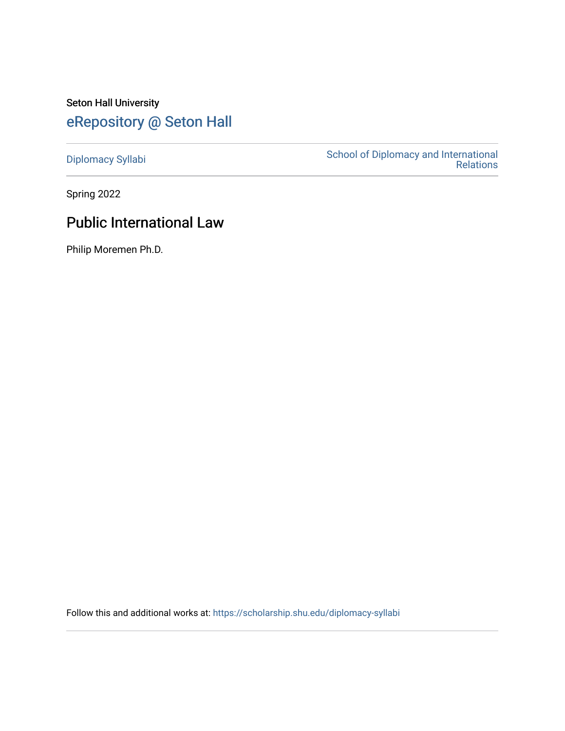Seton Hall University

# eRepository @ Seton Hall

Diplomacy Syllabi

School of Diplomacy and International Relations

Spring 2022

## Public International Law

Philip Moremen Ph.D.

Follow this and additional works at: https://scholarship.shu.edu/diplomacy-syllabi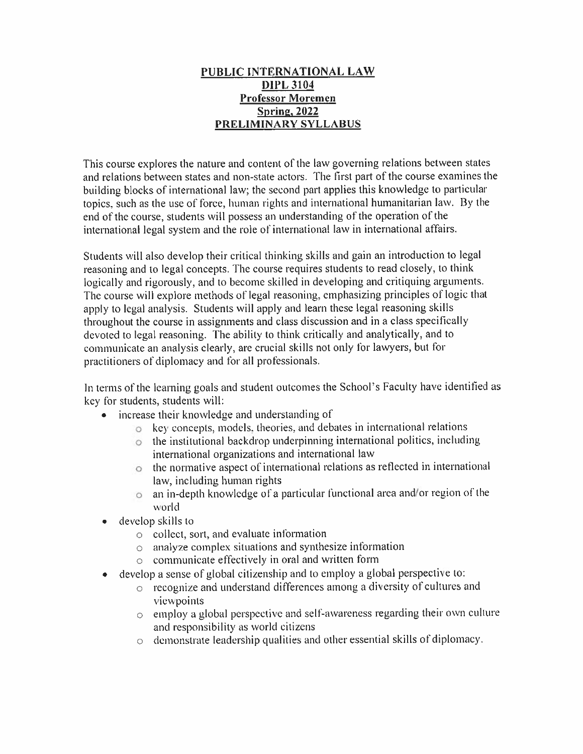# PUBLIC INTERNATIONAL LAW
## DIPL 3104
## Professor Moremen
## Spring, 2022
## PRELIMINARY SYLLABUS

This course explores the nature and content of the law governing relations between states and relations between states and non-state actors. The first part of the course examines the building blocks of international law; the second part applies this knowledge to particular topics, such as the use of force, human rights and international humanitarian law. By the end of the course, students will possess an understanding of the operation of the international legal system and the role of international law in international affairs.

Students will also develop their critical thinking skills and gain an introduction to legal reasoning and to legal concepts. The course requires students to read closely, to think logically and rigorously, and to become skilled in developing and critiquing arguments. The course will explore methods of legal reasoning, emphasizing principles of logic that apply to legal analysis. Students will apply and learn these legal reasoning skills throughout the course in assignments and class discussion and in a class specifically devoted to legal reasoning. The ability to think critically and analytically, and to communicate an analysis clearly, are crucial skills not only for lawyers, but for practitioners of diplomacy and for all professionals.

In terms of the learning goals and student outcomes the School's Faculty have identified as key for students, students will:

- increase their knowledge and understanding of
  - key concepts, models, theories, and debates in international relations
  - the institutional backdrop underpinning international politics, including international organizations and international law
  - the normative aspect of international relations as reflected in international law, including human rights
  - an in-depth knowledge of a particular functional area and/or region of the world
- develop skills to
  - collect, sort, and evaluate information
  - analyze complex situations and synthesize information
  - communicate effectively in oral and written form
- develop a sense of global citizenship and to employ a global perspective to:
  - recognize and understand differences among a diversity of cultures and viewpoints
  - employ a global perspective and self-awareness regarding their own culture and responsibility as world citizens
  - demonstrate leadership qualities and other essential skills of diplomacy.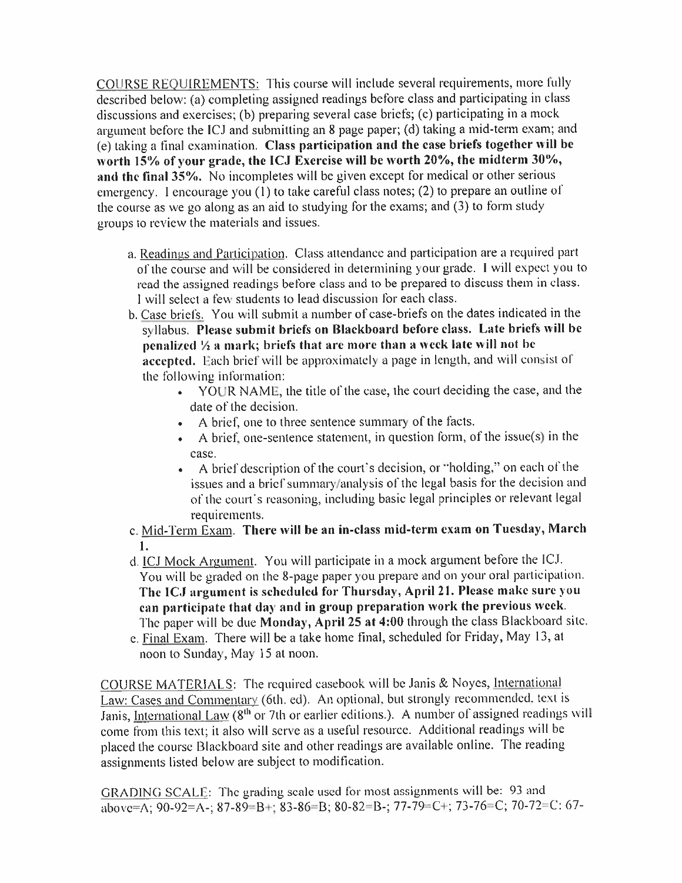COURSE REQUIREMENTS: This course will include several requirements, more fully described below: (a) completing assigned readings before class and participating in class discussions and exercises; (b) preparing several case briefs; (c) participating in a mock argument before the ICJ and submitting an 8 page paper; (d) taking a mid-term exam; and (e) taking a final examination. **Class participation and the case briefs together will be worth 15% of your grade, the ICJ Exercise will be worth 20%, the midterm 30%, and the final 35%.** No incompletes will be given except for medical or other serious emergency. I encourage you (1) to take careful class notes; (2) to prepare an outline of the course as we go along as an aid to studying for the exams; and (3) to form study groups to review the materials and issues.

a. Readings and Participation. Class attendance and participation are a required part of the course and will be considered in determining your grade. I will expect you to read the assigned readings before class and to be prepared to discuss them in class. I will select a few students to lead discussion for each class.

b. Case briefs. You will submit a number of case-briefs on the dates indicated in the syllabus. **Please submit briefs on Blackboard before class. Late briefs will be penalized ½ a mark; briefs that are more than a week late will not be accepted.** Each brief will be approximately a page in length, and will consist of the following information:
   - YOUR NAME, the title of the case, the court deciding the case, and the date of the decision.
   - A brief, one to three sentence summary of the facts.
   - A brief, one-sentence statement, in question form, of the issue(s) in the case.
   - A brief description of the court's decision, or "holding," on each of the issues and a brief summary/analysis of the legal basis for the decision and of the court's reasoning, including basic legal principles or relevant legal requirements.

c. Mid-Term Exam. **There will be an in-class mid-term exam on Tuesday, March 1.**

d. ICJ Mock Argument. You will participate in a mock argument before the ICJ. You will be graded on the 8-page paper you prepare and on your oral participation. **The ICJ argument is scheduled for Thursday, April 21. Please make sure you can participate that day and in group preparation work the previous week.** The paper will be due **Monday, April 25 at 4:00** through the class Blackboard site.

e. Final Exam. There will be a take home final, scheduled for Friday, May 13, at noon to Sunday, May 15 at noon.

COURSE MATERIALS: The required casebook will be Janis & Noyes, International Law: Cases and Commentary (6th. ed). An optional, but strongly recommended, text is Janis, International Law (8th or 7th or earlier editions.). A number of assigned readings will come from this text; it also will serve as a useful resource. Additional readings will be placed the course Blackboard site and other readings are available online. The reading assignments listed below are subject to modification.

GRADING SCALE: The grading scale used for most assignments will be: 93 and above=A; 90-92=A-; 87-89=B+; 83-86=B; 80-82=B-; 77-79=C+; 73-76=C; 70-72=C: 67-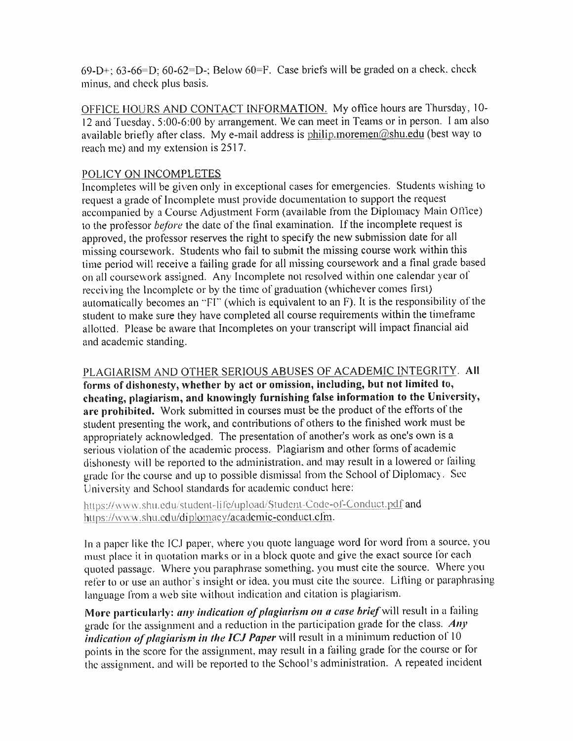69-D+; 63-66=D; 60-62=D-; Below 60=F. Case briefs will be graded on a check, check minus, and check plus basis.

OFFICE HOURS AND CONTACT INFORMATION. My office hours are Thursday, 10-12 and Tuesday, 5:00-6:00 by arrangement. We can meet in Teams or in person. I am also available briefly after class. My e-mail address is philip.moremen@shu.edu (best way to reach me) and my extension is 2517.

POLICY ON INCOMPLETES

Incompletes will be given only in exceptional cases for emergencies. Students wishing to request a grade of Incomplete must provide documentation to support the request accompanied by a Course Adjustment Form (available from the Diplomacy Main Office) to the professor *before* the date of the final examination. If the incomplete request is approved, the professor reserves the right to specify the new submission date for all missing coursework. Students who fail to submit the missing course work within this time period will receive a failing grade for all missing coursework and a final grade based on all coursework assigned. Any Incomplete not resolved within one calendar year of receiving the Incomplete or by the time of graduation (whichever comes first) automatically becomes an "FI" (which is equivalent to an F). It is the responsibility of the student to make sure they have completed all course requirements within the timeframe allotted. Please be aware that Incompletes on your transcript will impact financial aid and academic standing.

PLAGIARISM AND OTHER SERIOUS ABUSES OF ACADEMIC INTEGRITY. **All forms of dishonesty, whether by act or omission, including, but not limited to, cheating, plagiarism, and knowingly furnishing false information to the University, are prohibited.** Work submitted in courses must be the product of the efforts of the student presenting the work, and contributions of others to the finished work must be appropriately acknowledged. The presentation of another's work as one's own is a serious violation of the academic process. Plagiarism and other forms of academic dishonesty will be reported to the administration, and may result in a lowered or failing grade for the course and up to possible dismissal from the School of Diplomacy. See University and School standards for academic conduct here:

https://www.shu.edu/student-life/upload/Student-Code-of-Conduct.pdf and https://www.shu.edu/diplomacy/academic-conduct.cfm.

In a paper like the ICJ paper, where you quote language word for word from a source, you must place it in quotation marks or in a block quote and give the exact source for each quoted passage. Where you paraphrase something, you must cite the source. Where you refer to or use an author's insight or idea, you must cite the source. Lifting or paraphrasing language from a web site without indication and citation is plagiarism.

**More particularly:** ***any indication of plagiarism on a case brief*** will result in a failing grade for the assignment and a reduction in the participation grade for the class. ***Any indication of plagiarism in the ICJ Paper*** will result in a minimum reduction of 10 points in the score for the assignment, may result in a failing grade for the course or for the assignment, and will be reported to the School's administration. A repeated incident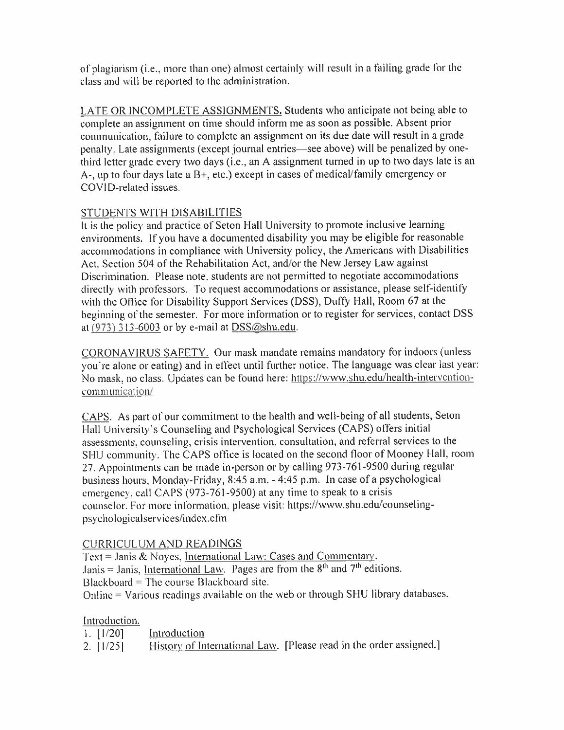of plagiarism (i.e., more than one) almost certainly will result in a failing grade for the class and will be reported to the administration.

LATE OR INCOMPLETE ASSIGNMENTS. Students who anticipate not being able to complete an assignment on time should inform me as soon as possible. Absent prior communication, failure to complete an assignment on its due date will result in a grade penalty. Late assignments (except journal entries—see above) will be penalized by one-third letter grade every two days (i.e., an A assignment turned in up to two days late is an A-, up to four days late a B+, etc.) except in cases of medical/family emergency or COVID-related issues.

STUDENTS WITH DISABILITIES
It is the policy and practice of Seton Hall University to promote inclusive learning environments. If you have a documented disability you may be eligible for reasonable accommodations in compliance with University policy, the Americans with Disabilities Act, Section 504 of the Rehabilitation Act, and/or the New Jersey Law against Discrimination. Please note, students are not permitted to negotiate accommodations directly with professors. To request accommodations or assistance, please self-identify with the Office for Disability Support Services (DSS), Duffy Hall, Room 67 at the beginning of the semester. For more information or to register for services, contact DSS at (973) 313-6003 or by e-mail at DSS@shu.edu.

CORONAVIRUS SAFETY. Our mask mandate remains mandatory for indoors (unless you're alone or eating) and in effect until further notice. The language was clear last year: No mask, no class. Updates can be found here: https://www.shu.edu/health-intervention-communication/

CAPS. As part of our commitment to the health and well-being of all students, Seton Hall University's Counseling and Psychological Services (CAPS) offers initial assessments, counseling, crisis intervention, consultation, and referral services to the SHU community. The CAPS office is located on the second floor of Mooney Hall, room 27. Appointments can be made in-person or by calling 973-761-9500 during regular business hours, Monday-Friday, 8:45 a.m. - 4:45 p.m. In case of a psychological emergency, call CAPS (973-761-9500) at any time to speak to a crisis counselor. For more information, please visit: https://www.shu.edu/counseling-psychologicalservices/index.cfm

CURRICULUM AND READINGS
Text = Janis & Noyes, International Law: Cases and Commentary.
Janis = Janis, International Law. Pages are from the 8th and 7th editions.
Blackboard = The course Blackboard site.
Online = Various readings available on the web or through SHU library databases.

Introduction.
1. [1/20] Introduction
2. [1/25] History of International Law. [Please read in the order assigned.]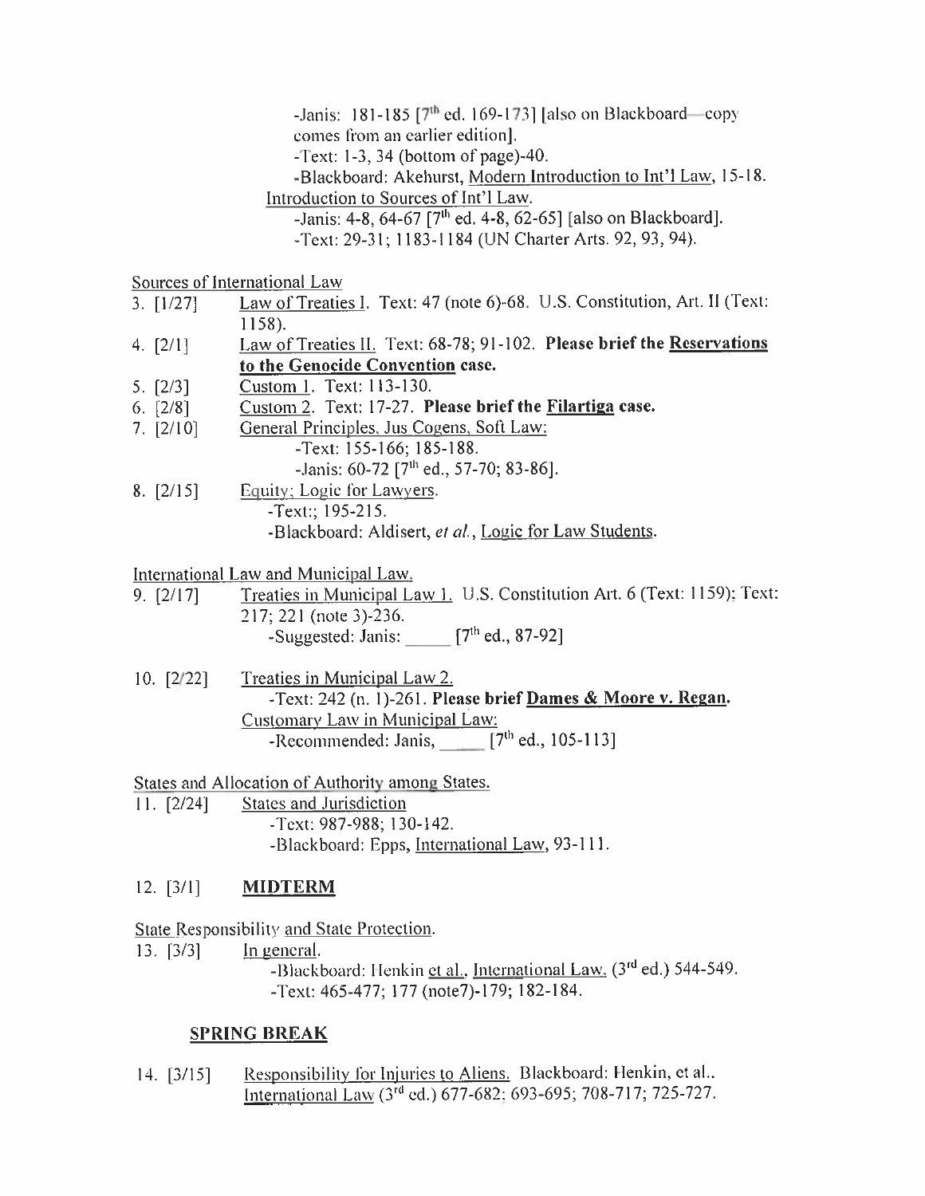-Janis: 181-185 [7th ed. 169-173] [also on Blackboard—copy comes from an earlier edition].

-Text: 1-3, 34 (bottom of page)-40.

-Blackboard: Akehurst, Modern Introduction to Int'l Law, 15-18.

Introduction to Sources of Int'l Law.

-Janis: 4-8, 64-67 [7th ed. 4-8, 62-65] [also on Blackboard].

-Text: 29-31; 1183-1184 (UN Charter Arts. 92, 93, 94).

Sources of International Law

3. [1/27] Law of Treaties I. Text: 47 (note 6)-68. U.S. Constitution, Art. II (Text: 1158).

4. [2/1] Law of Treaties II. Text: 68-78; 91-102. **Please brief the Reservations to the Genocide Convention case.**

5. [2/3] Custom 1. Text: 113-130.

6. [2/8] Custom 2. Text: 17-27. **Please brief the Filartiga case.**

7. [2/10] General Principles, Jus Cogens, Soft Law:
   - -Text: 155-166; 185-188.
   - -Janis: 60-72 [7th ed., 57-70; 83-86].

8. [2/15] Equity; Logic for Lawyers.
   - -Text:; 195-215.
   - -Blackboard: Aldisert, *et al.*, Logic for Law Students.

International Law and Municipal Law.

9. [2/17] Treaties in Municipal Law 1. U.S. Constitution Art. 6 (Text: 1159); Text: 217; 221 (note 3)-236.
   - -Suggested: Janis: _____ [7th ed., 87-92]

10. [2/22] Treaties in Municipal Law 2.
    - -Text: 242 (n. 1)-261. **Please brief Dames & Moore v. Regan.**
    
    Customary Law in Municipal Law:
    - -Recommended: Janis, _____ [7th ed., 105-113]

States and Allocation of Authority among States.

11. [2/24] States and Jurisdiction
    - -Text: 987-988; 130-142.
    - -Blackboard: Epps, International Law, 93-111.

12. [3/1] **MIDTERM**

State Responsibility and State Protection.

13. [3/3] In general.
    - -Blackboard: Henkin et al., International Law, (3rd ed.) 544-549.
    - -Text: 465-477; 177 (note7)-179; 182-184.

**SPRING BREAK**

14. [3/15] Responsibility for Injuries to Aliens. Blackboard: Henkin, et al., International Law (3rd ed.) 677-682; 693-695; 708-717; 725-727.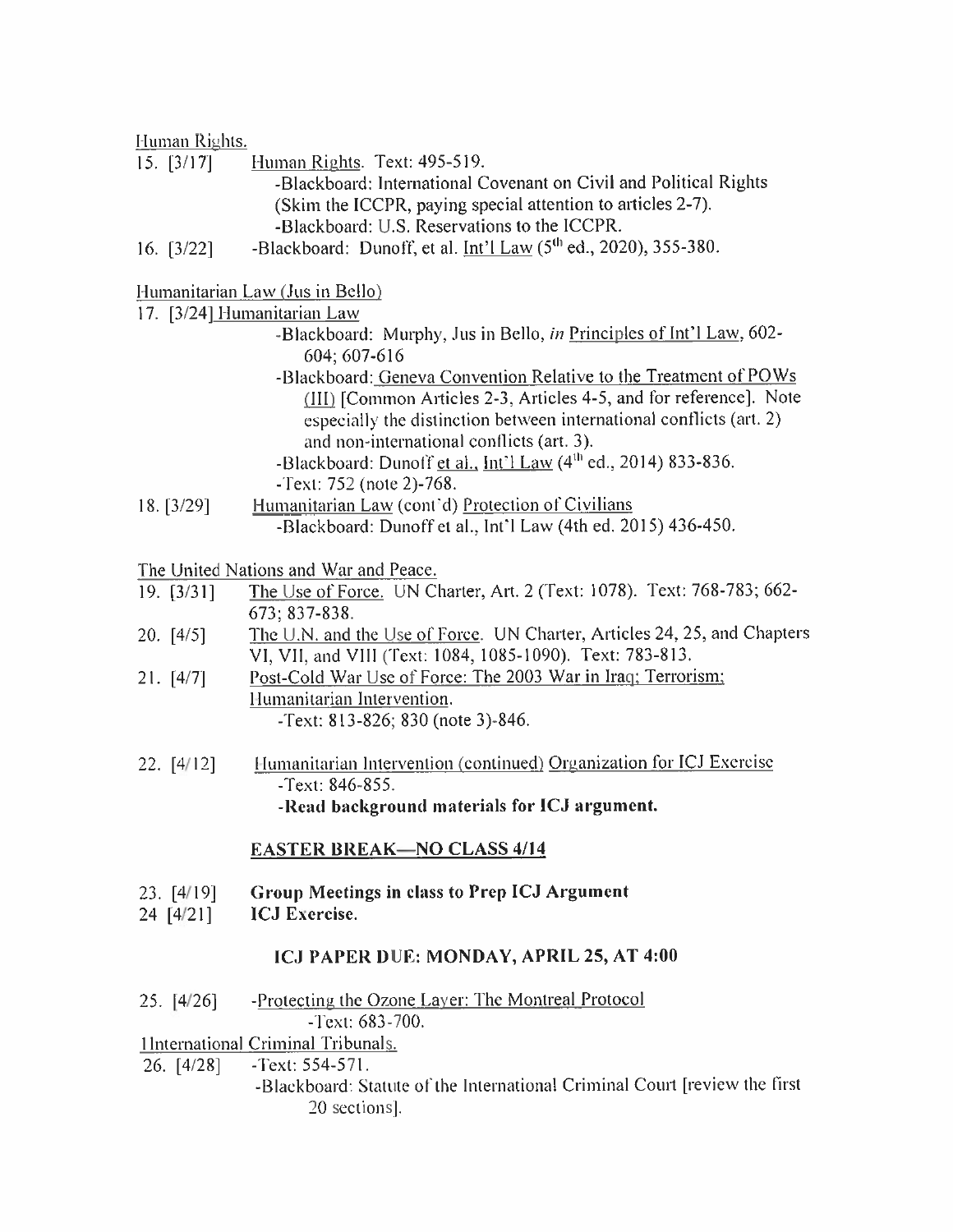Human Rights.

15. [3/17] Human Rights. Text: 495-519.
  - -Blackboard: International Covenant on Civil and Political Rights (Skim the ICCPR, paying special attention to articles 2-7).
  - -Blackboard: U.S. Reservations to the ICCPR.

16. [3/22] -Blackboard: Dunoff, et al. Int'l Law (5th ed., 2020), 355-380.

Humanitarian Law (Jus in Bello)

17. [3/24] Humanitarian Law
  - -Blackboard: Murphy, Jus in Bello, *in* Principles of Int'l Law, 602-604; 607-616
  - -Blackboard: Geneva Convention Relative to the Treatment of POWs (III) [Common Articles 2-3, Articles 4-5, and for reference]. Note especially the distinction between international conflicts (art. 2) and non-international conflicts (art. 3).
  - -Blackboard: Dunoff et al., Int'l Law (4th ed., 2014) 833-836.
  - -Text: 752 (note 2)-768.

18. [3/29] Humanitarian Law (cont'd) Protection of Civilians
  - -Blackboard: Dunoff et al., Int'l Law (4th ed. 2015) 436-450.

The United Nations and War and Peace.

19. [3/31] The Use of Force. UN Charter, Art. 2 (Text: 1078). Text: 768-783; 662-673; 837-838.

20. [4/5] The U.N. and the Use of Force. UN Charter, Articles 24, 25, and Chapters VI, VII, and VIII (Text: 1084, 1085-1090). Text: 783-813.

21. [4/7] Post-Cold War Use of Force: The 2003 War in Iraq; Terrorism; Humanitarian Intervention.
  - -Text: 813-826; 830 (note 3)-846.

22. [4/12] Humanitarian Intervention (continued) Organization for ICJ Exercise
  - -Text: 846-855.
  - **-Read background materials for ICJ argument.**

**EASTER BREAK—NO CLASS 4/14**

23. [4/19] **Group Meetings in class to Prep ICJ Argument**

24 [4/21] **ICJ Exercise.**

**ICJ PAPER DUE: MONDAY, APRIL 25, AT 4:00**

25. [4/26] -Protecting the Ozone Layer: The Montreal Protocol
  - -Text: 683-700.

IInternational Criminal Tribunals.

26. [4/28] -Text: 554-571.
  - -Blackboard: Statute of the International Criminal Court [review the first 20 sections].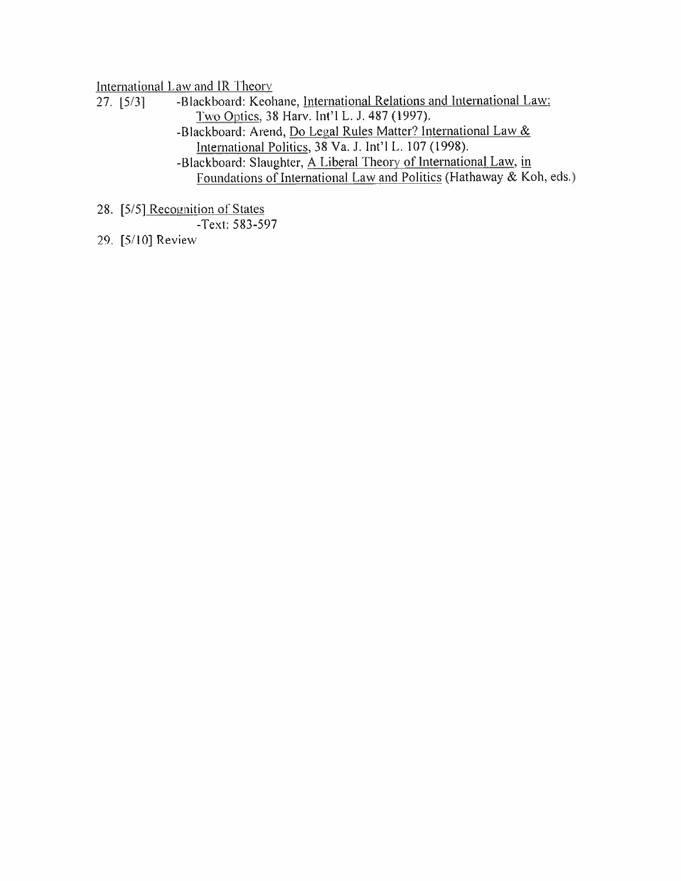International Law and IR Theory

27. [5/3] -Blackboard: Keohane, International Relations and International Law: Two Optics, 38 Harv. Int'l L. J. 487 (1997).
    -Blackboard: Arend, Do Legal Rules Matter? International Law & International Politics, 38 Va. J. Int'l L. 107 (1998).
    -Blackboard: Slaughter, A Liberal Theory of International Law, in Foundations of International Law and Politics (Hathaway & Koh, eds.)

28. [5/5] Recognition of States
    -Text: 583-597

29. [5/10] Review